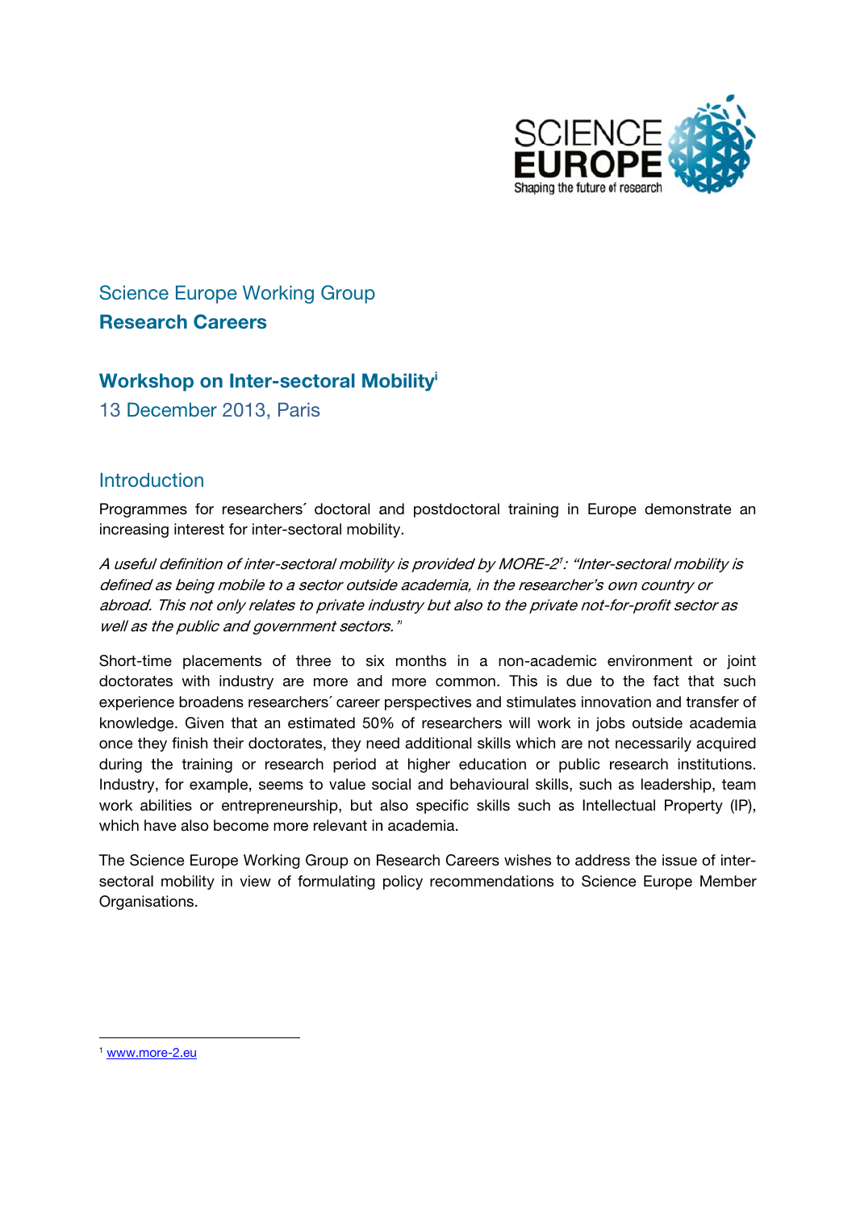Science Europe Working Group

# Research Careers

## Workshop on Inter-sectoral Mobility[i]

13 December 2013, Paris

## Introduction

Programmes for researchers´ doctoral and postdoctoral training in Europe demonstrate an increasing interest for inter-sectoral mobility.

*A useful definition of inter-sectoral mobility is provided by MORE-2[1]: "Inter-sectoral mobility is defined as being mobile to a sector outside academia, in the researcher's own country or abroad. This not only relates to private industry but also to the private not-for-profit sector as well as the public and government sectors."*

Short-time placements of three to six months in a non-academic environment or joint doctorates with industry are more and more common. This is due to the fact that such experience broadens researchers´ career perspectives and stimulates innovation and transfer of knowledge. Given that an estimated 50% of researchers will work in jobs outside academia once they finish their doctorates, they need additional skills which are not necessarily acquired during the training or research period at higher education or public research institutions. Industry, for example, seems to value social and behavioural skills, such as leadership, team work abilities or entrepreneurship, but also specific skills such as Intellectual Property (IP), which have also become more relevant in academia.

The Science Europe Working Group on Research Careers wishes to address the issue of inter-sectoral mobility in view of formulating policy recommendations to Science Europe Member Organisations.

---

[1] www.more-2.eu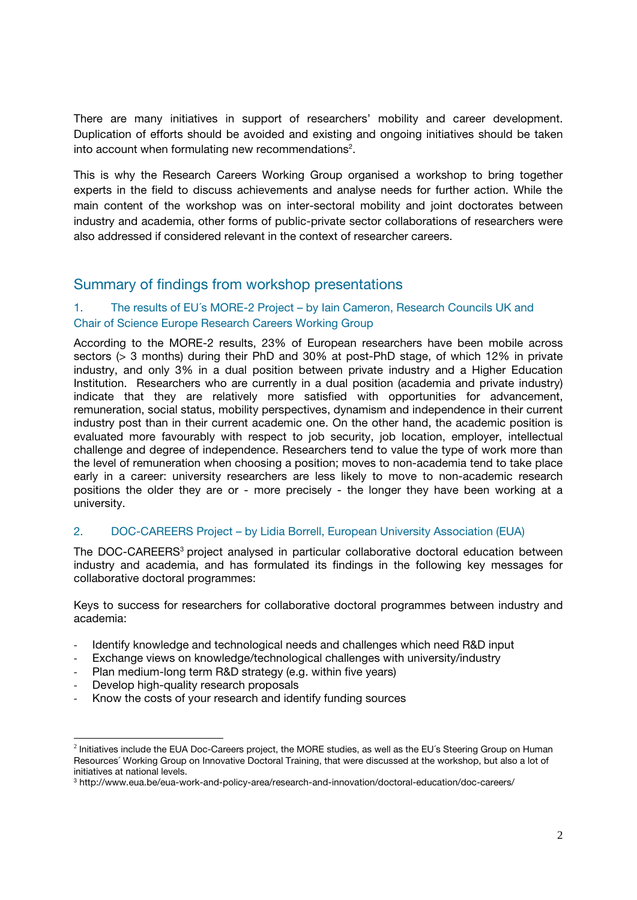There are many initiatives in support of researchers' mobility and career development. Duplication of efforts should be avoided and existing and ongoing initiatives should be taken into account when formulating new recommendations[2].

This is why the Research Careers Working Group organised a workshop to bring together experts in the field to discuss achievements and analyse needs for further action. While the main content of the workshop was on inter-sectoral mobility and joint doctorates between industry and academia, other forms of public-private sector collaborations of researchers were also addressed if considered relevant in the context of researcher careers.

## Summary of findings from workshop presentations

### 1. The results of EU´s MORE-2 Project – by Iain Cameron, Research Councils UK and Chair of Science Europe Research Careers Working Group

According to the MORE-2 results, 23% of European researchers have been mobile across sectors (> 3 months) during their PhD and 30% at post-PhD stage, of which 12% in private industry, and only 3% in a dual position between private industry and a Higher Education Institution. Researchers who are currently in a dual position (academia and private industry) indicate that they are relatively more satisfied with opportunities for advancement, remuneration, social status, mobility perspectives, dynamism and independence in their current industry post than in their current academic one. On the other hand, the academic position is evaluated more favourably with respect to job security, job location, employer, intellectual challenge and degree of independence. Researchers tend to value the type of work more than the level of remuneration when choosing a position; moves to non-academia tend to take place early in a career: university researchers are less likely to move to non-academic research positions the older they are or - more precisely - the longer they have been working at a university.

### 2. DOC-CAREERS Project – by Lidia Borrell, European University Association (EUA)

The DOC-CAREERS[3] project analysed in particular collaborative doctoral education between industry and academia, and has formulated its findings in the following key messages for collaborative doctoral programmes:

Keys to success for researchers for collaborative doctoral programmes between industry and academia:

- Identify knowledge and technological needs and challenges which need R&D input
- Exchange views on knowledge/technological challenges with university/industry
- Plan medium-long term R&D strategy (e.g. within five years)
- Develop high-quality research proposals
- Know the costs of your research and identify funding sources

---

[2] Initiatives include the EUA Doc-Careers project, the MORE studies, as well as the EU´s Steering Group on Human Resources´ Working Group on Innovative Doctoral Training, that were discussed at the workshop, but also a lot of initiatives at national levels.

[3] http://www.eua.be/eua-work-and-policy-area/research-and-innovation/doctoral-education/doc-careers/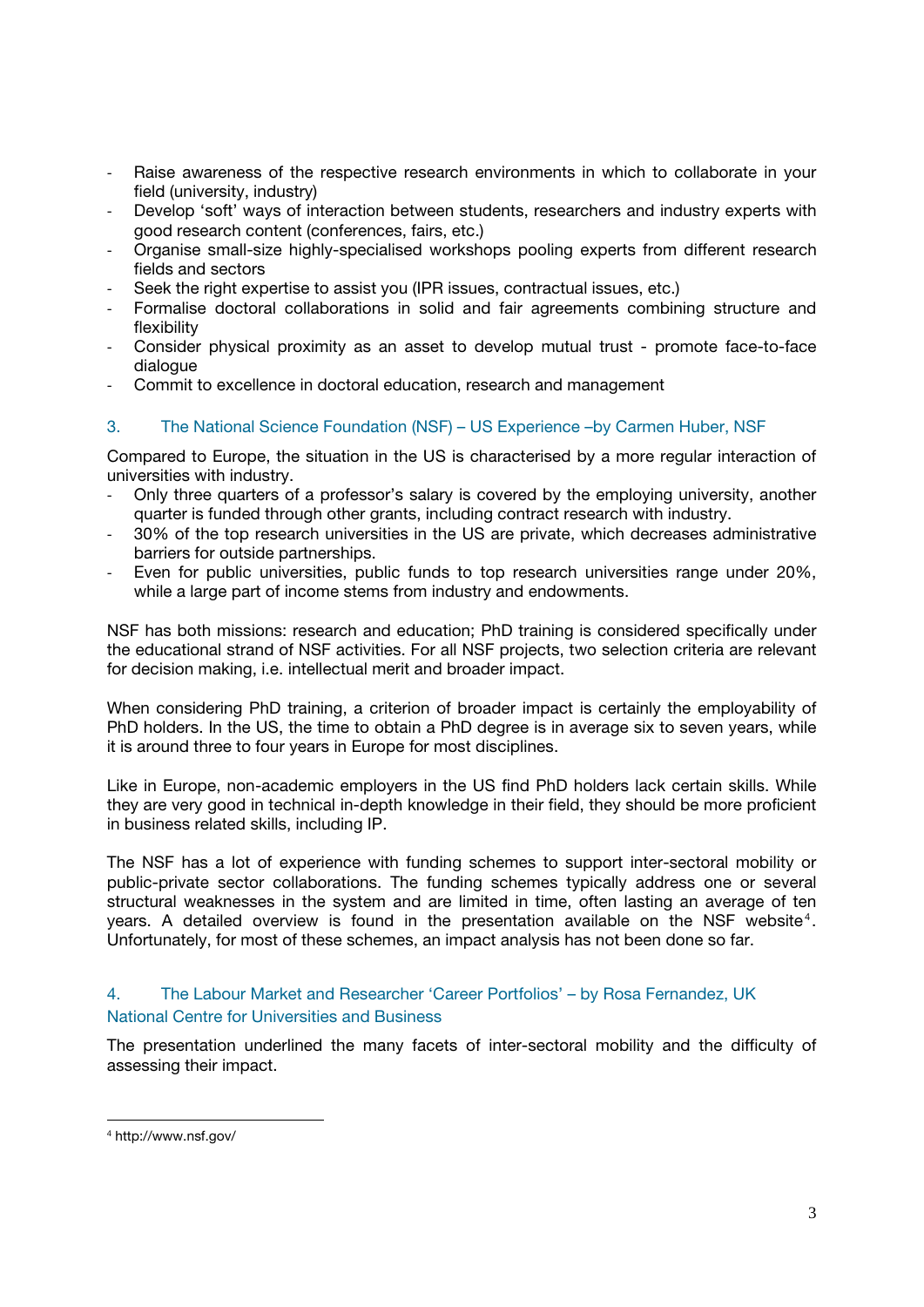- Raise awareness of the respective research environments in which to collaborate in your field (university, industry)
- Develop 'soft' ways of interaction between students, researchers and industry experts with good research content (conferences, fairs, etc.)
- Organise small-size highly-specialised workshops pooling experts from different research fields and sectors
- Seek the right expertise to assist you (IPR issues, contractual issues, etc.)
- Formalise doctoral collaborations in solid and fair agreements combining structure and flexibility
- Consider physical proximity as an asset to develop mutual trust - promote face-to-face dialogue
- Commit to excellence in doctoral education, research and management

### 3. The National Science Foundation (NSF) – US Experience –by Carmen Huber, NSF

Compared to Europe, the situation in the US is characterised by a more regular interaction of universities with industry.

- Only three quarters of a professor's salary is covered by the employing university, another quarter is funded through other grants, including contract research with industry.
- 30% of the top research universities in the US are private, which decreases administrative barriers for outside partnerships.
- Even for public universities, public funds to top research universities range under 20%, while a large part of income stems from industry and endowments.

NSF has both missions: research and education; PhD training is considered specifically under the educational strand of NSF activities. For all NSF projects, two selection criteria are relevant for decision making, i.e. intellectual merit and broader impact.

When considering PhD training, a criterion of broader impact is certainly the employability of PhD holders. In the US, the time to obtain a PhD degree is in average six to seven years, while it is around three to four years in Europe for most disciplines.

Like in Europe, non-academic employers in the US find PhD holders lack certain skills. While they are very good in technical in-depth knowledge in their field, they should be more proficient in business related skills, including IP.

The NSF has a lot of experience with funding schemes to support inter-sectoral mobility or public-private sector collaborations. The funding schemes typically address one or several structural weaknesses in the system and are limited in time, often lasting an average of ten years. A detailed overview is found in the presentation available on the NSF website[4]. Unfortunately, for most of these schemes, an impact analysis has not been done so far.

### 4. The Labour Market and Researcher 'Career Portfolios' – by Rosa Fernandez, UK National Centre for Universities and Business

The presentation underlined the many facets of inter-sectoral mobility and the difficulty of assessing their impact.

[4] http://www.nsf.gov/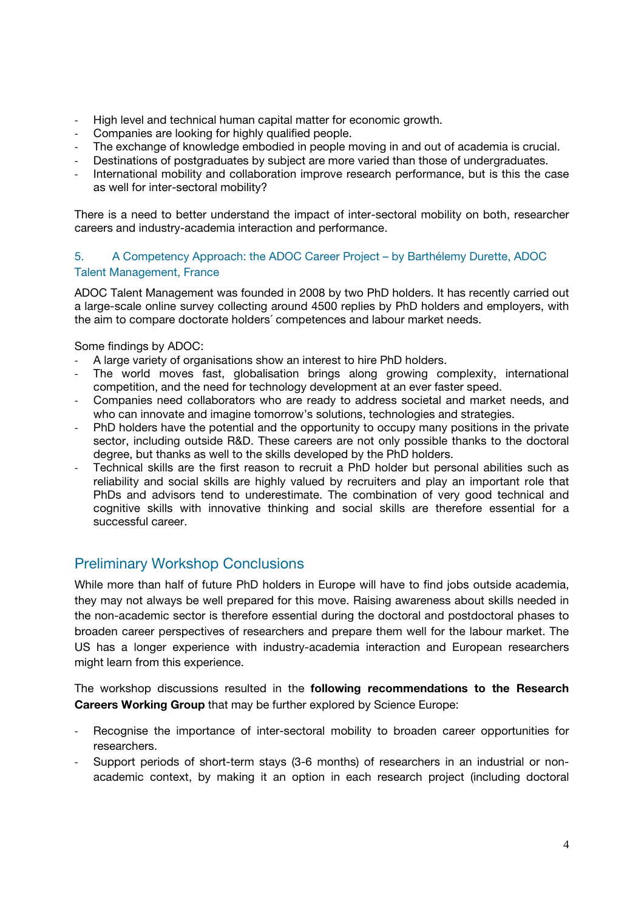- High level and technical human capital matter for economic growth.
- Companies are looking for highly qualified people.
- The exchange of knowledge embodied in people moving in and out of academia is crucial.
- Destinations of postgraduates by subject are more varied than those of undergraduates.
- International mobility and collaboration improve research performance, but is this the case as well for inter-sectoral mobility?

There is a need to better understand the impact of inter-sectoral mobility on both, researcher careers and industry-academia interaction and performance.

### 5. A Competency Approach: the ADOC Career Project – by Barthélemy Durette, ADOC Talent Management, France

ADOC Talent Management was founded in 2008 by two PhD holders. It has recently carried out a large-scale online survey collecting around 4500 replies by PhD holders and employers, with the aim to compare doctorate holders´ competences and labour market needs.

Some findings by ADOC:

- A large variety of organisations show an interest to hire PhD holders.
- The world moves fast, globalisation brings along growing complexity, international competition, and the need for technology development at an ever faster speed.
- Companies need collaborators who are ready to address societal and market needs, and who can innovate and imagine tomorrow's solutions, technologies and strategies.
- PhD holders have the potential and the opportunity to occupy many positions in the private sector, including outside R&D. These careers are not only possible thanks to the doctoral degree, but thanks as well to the skills developed by the PhD holders.
- Technical skills are the first reason to recruit a PhD holder but personal abilities such as reliability and social skills are highly valued by recruiters and play an important role that PhDs and advisors tend to underestimate. The combination of very good technical and cognitive skills with innovative thinking and social skills are therefore essential for a successful career.

## Preliminary Workshop Conclusions

While more than half of future PhD holders in Europe will have to find jobs outside academia, they may not always be well prepared for this move. Raising awareness about skills needed in the non-academic sector is therefore essential during the doctoral and postdoctoral phases to broaden career perspectives of researchers and prepare them well for the labour market. The US has a longer experience with industry-academia interaction and European researchers might learn from this experience.

The workshop discussions resulted in the **following recommendations to the Research Careers Working Group** that may be further explored by Science Europe:

- Recognise the importance of inter-sectoral mobility to broaden career opportunities for researchers.
- Support periods of short-term stays (3-6 months) of researchers in an industrial or non-academic context, by making it an option in each research project (including doctoral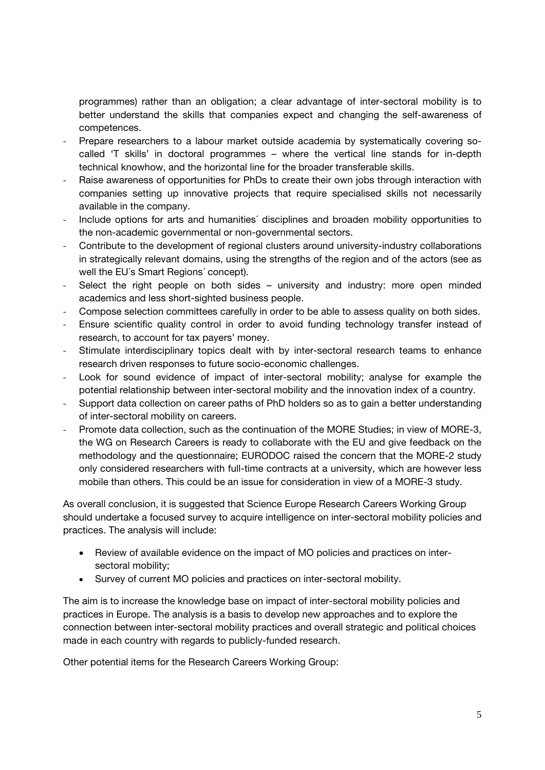programmes) rather than an obligation; a clear advantage of inter-sectoral mobility is to better understand the skills that companies expect and changing the self-awareness of competences.

- Prepare researchers to a labour market outside academia by systematically covering so-called 'T skills' in doctoral programmes – where the vertical line stands for in-depth technical knowhow, and the horizontal line for the broader transferable skills.
- Raise awareness of opportunities for PhDs to create their own jobs through interaction with companies setting up innovative projects that require specialised skills not necessarily available in the company.
- Include options for arts and humanities´ disciplines and broaden mobility opportunities to the non-academic governmental or non-governmental sectors.
- Contribute to the development of regional clusters around university-industry collaborations in strategically relevant domains, using the strengths of the region and of the actors (see as well the EU´s Smart Regions´ concept).
- Select the right people on both sides – university and industry: more open minded academics and less short-sighted business people.
- Compose selection committees carefully in order to be able to assess quality on both sides.
- Ensure scientific quality control in order to avoid funding technology transfer instead of research, to account for tax payers' money.
- Stimulate interdisciplinary topics dealt with by inter-sectoral research teams to enhance research driven responses to future socio-economic challenges.
- Look for sound evidence of impact of inter-sectoral mobility; analyse for example the potential relationship between inter-sectoral mobility and the innovation index of a country.
- Support data collection on career paths of PhD holders so as to gain a better understanding of inter-sectoral mobility on careers.
- Promote data collection, such as the continuation of the MORE Studies; in view of MORE-3, the WG on Research Careers is ready to collaborate with the EU and give feedback on the methodology and the questionnaire; EURODOC raised the concern that the MORE-2 study only considered researchers with full-time contracts at a university, which are however less mobile than others. This could be an issue for consideration in view of a MORE-3 study.

As overall conclusion, it is suggested that Science Europe Research Careers Working Group should undertake a focused survey to acquire intelligence on inter-sectoral mobility policies and practices. The analysis will include:

- Review of available evidence on the impact of MO policies and practices on inter-sectoral mobility;
- Survey of current MO policies and practices on inter-sectoral mobility.

The aim is to increase the knowledge base on impact of inter-sectoral mobility policies and practices in Europe. The analysis is a basis to develop new approaches and to explore the connection between inter-sectoral mobility practices and overall strategic and political choices made in each country with regards to publicly-funded research.

Other potential items for the Research Careers Working Group: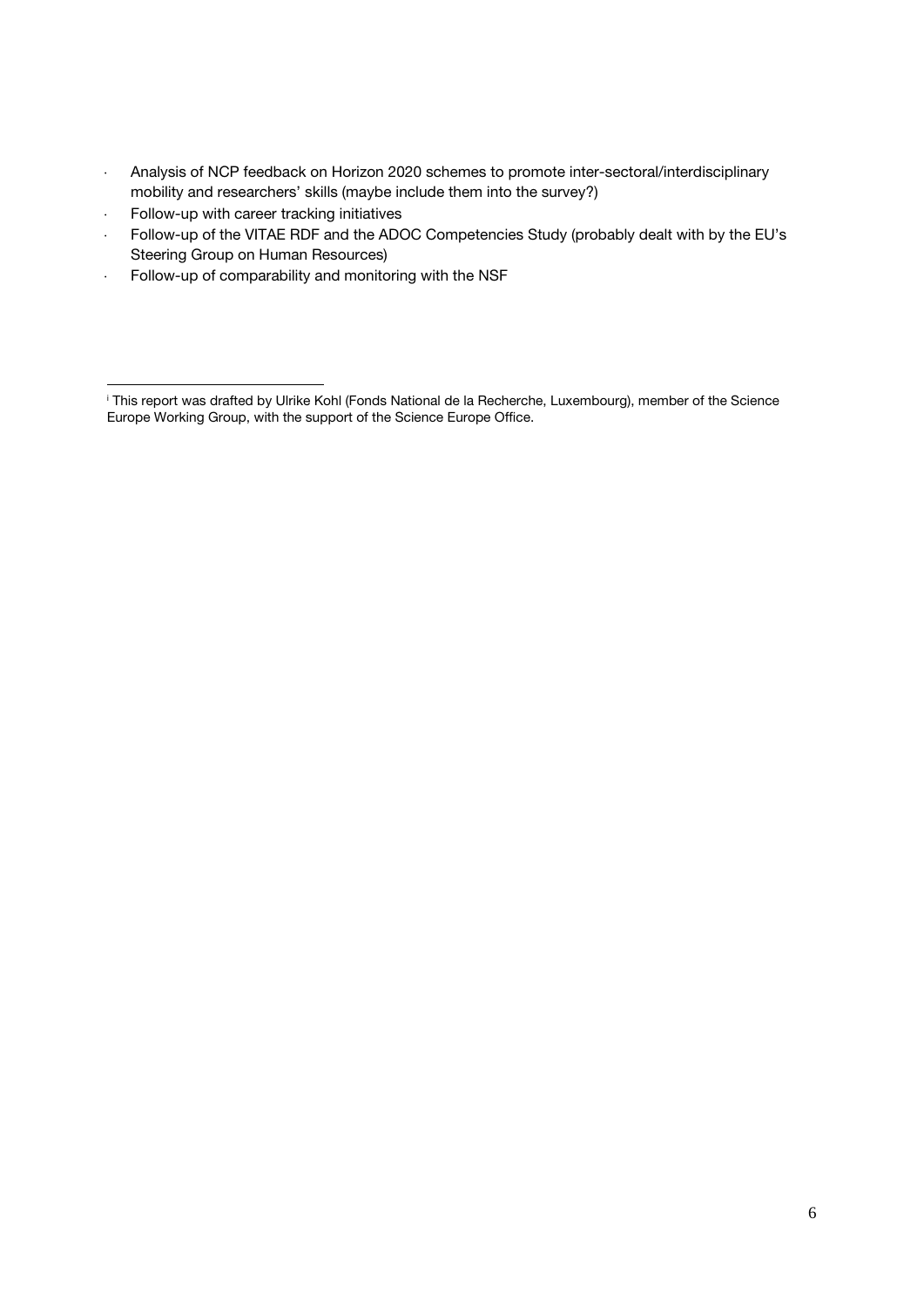- Analysis of NCP feedback on Horizon 2020 schemes to promote inter-sectoral/interdisciplinary mobility and researchers' skills (maybe include them into the survey?)
- Follow-up with career tracking initiatives
- Follow-up of the VITAE RDF and the ADOC Competencies Study (probably dealt with by the EU's Steering Group on Human Resources)
- Follow-up of comparability and monitoring with the NSF

---

[i] This report was drafted by Ulrike Kohl (Fonds National de la Recherche, Luxembourg), member of the Science Europe Working Group, with the support of the Science Europe Office.